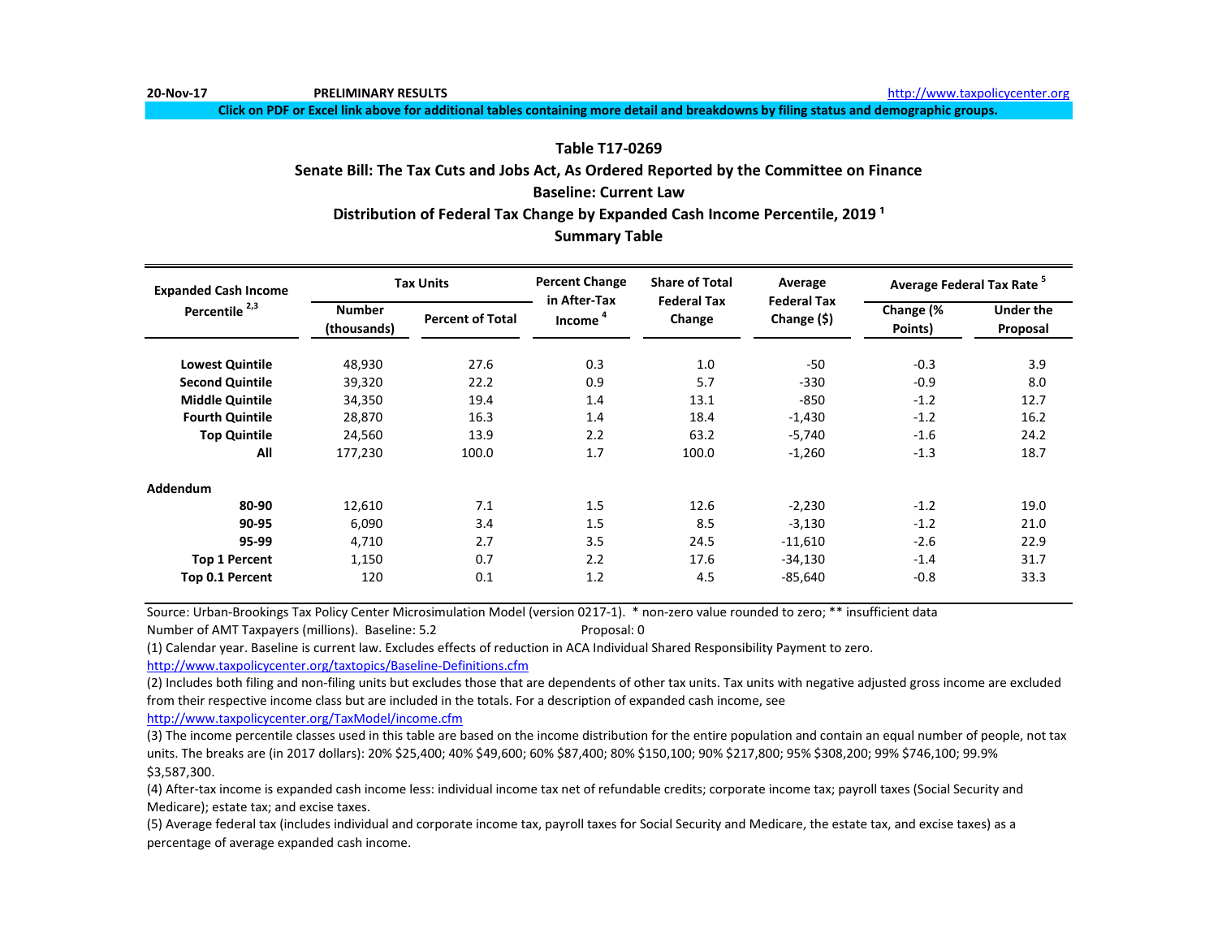20-Nov-17 **PRELIMINARY RESULTS** http://www.taxpolicycenter.org

**Click on PDF or Excel link above for additional tables containing more detail and breakdowns by filing status and demographic groups.**

## Table T17-0269
## Senate Bill: The Tax Cuts and Jobs Act, As Ordered Reported by the Committee on Finance
## Baseline: Current Law
## Distribution of Federal Tax Change by Expanded Cash Income Percentile, 2019 [1]
## Summary Table

| Expanded Cash Income Percentile [2,3] | Tax Units | | Percent Change in After-Tax Income [4] | Share of Total Federal Tax Change | Average Federal Tax Change ($) | Average Federal Tax Rate [5] | |
|---|---|---|---|---|---|---|---|
| | Number (thousands) | Percent of Total | | | | Change (% Points) | Under the Proposal |
| **Lowest Quintile** | 48,930 | 27.6 | 0.3 | 1.0 | -50 | -0.3 | 3.9 |
| **Second Quintile** | 39,320 | 22.2 | 0.9 | 5.7 | -330 | -0.9 | 8.0 |
| **Middle Quintile** | 34,350 | 19.4 | 1.4 | 13.1 | -850 | -1.2 | 12.7 |
| **Fourth Quintile** | 28,870 | 16.3 | 1.4 | 18.4 | -1,430 | -1.2 | 16.2 |
| **Top Quintile** | 24,560 | 13.9 | 2.2 | 63.2 | -5,740 | -1.6 | 24.2 |
| **All** | 177,230 | 100.0 | 1.7 | 100.0 | -1,260 | -1.3 | 18.7 |
| **Addendum** | | | | | | | |
| **80-90** | 12,610 | 7.1 | 1.5 | 12.6 | -2,230 | -1.2 | 19.0 |
| **90-95** | 6,090 | 3.4 | 1.5 | 8.5 | -3,130 | -1.2 | 21.0 |
| **95-99** | 4,710 | 2.7 | 3.5 | 24.5 | -11,610 | -2.6 | 22.9 |
| **Top 1 Percent** | 1,150 | 0.7 | 2.2 | 17.6 | -34,130 | -1.4 | 31.7 |
| **Top 0.1 Percent** | 120 | 0.1 | 1.2 | 4.5 | -85,640 | -0.8 | 33.3 |

Source: Urban-Brookings Tax Policy Center Microsimulation Model (version 0217-1). * non-zero value rounded to zero; ** insufficient data

Number of AMT Taxpayers (millions). Baseline: 5.2 Proposal: 0

(1) Calendar year. Baseline is current law. Excludes effects of reduction in ACA Individual Shared Responsibility Payment to zero.
http://www.taxpolicycenter.org/taxtopics/Baseline-Definitions.cfm

(2) Includes both filing and non-filing units but excludes those that are dependents of other tax units. Tax units with negative adjusted gross income are excluded from their respective income class but are included in the totals. For a description of expanded cash income, see
http://www.taxpolicycenter.org/TaxModel/income.cfm

(3) The income percentile classes used in this table are based on the income distribution for the entire population and contain an equal number of people, not tax units. The breaks are (in 2017 dollars): 20% $25,400; 40% $49,600; 60% $87,400; 80% $150,100; 90% $217,800; 95% $308,200; 99% $746,100; 99.9% $3,587,300.

(4) After-tax income is expanded cash income less: individual income tax net of refundable credits; corporate income tax; payroll taxes (Social Security and Medicare); estate tax; and excise taxes.

(5) Average federal tax (includes individual and corporate income tax, payroll taxes for Social Security and Medicare, the estate tax, and excise taxes) as a percentage of average expanded cash income.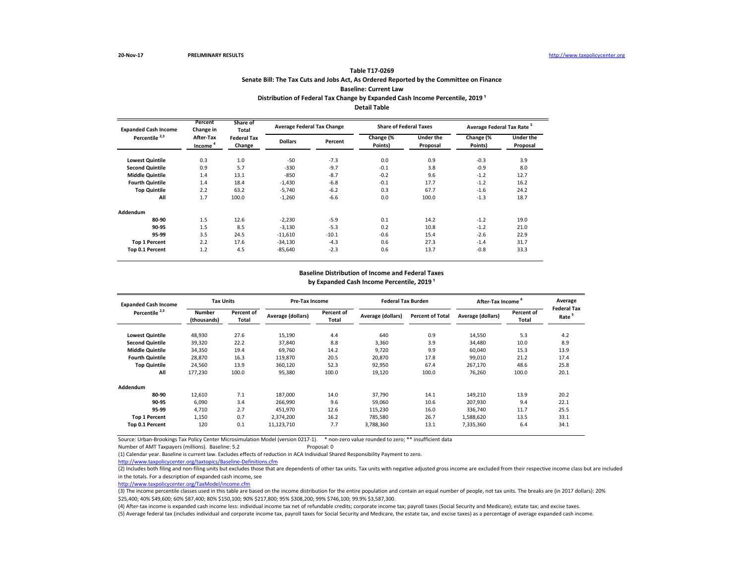20-Nov-17 PRELIMINARY RESULTS http://www.taxpolicycenter.org

## Table T17-0269

### Senate Bill: The Tax Cuts and Jobs Act, As Ordered Reported by the Committee on Finance

### Baseline: Current Law

### Distribution of Federal Tax Change by Expanded Cash Income Percentile, 2019 [1]

### Detail Table

| Expanded Cash Income Percentile [2,3] | Percent Change in After-Tax Income [4] | Share of Total Federal Tax Change | Average Federal Tax Change | | Share of Federal Taxes | | Average Federal Tax Rate [5] | |
|---|---|---|---|---|---|---|---|---|
| | | | Dollars | Percent | Change (% Points) | Under the Proposal | Change (% Points) | Under the Proposal |
| Lowest Quintile | 0.3 | 1.0 | -50 | -7.3 | 0.0 | 0.9 | -0.3 | 3.9 |
| Second Quintile | 0.9 | 5.7 | -330 | -9.7 | -0.1 | 3.8 | -0.9 | 8.0 |
| Middle Quintile | 1.4 | 13.1 | -850 | -8.7 | -0.2 | 9.6 | -1.2 | 12.7 |
| Fourth Quintile | 1.4 | 18.4 | -1,430 | -6.8 | -0.1 | 17.7 | -1.2 | 16.2 |
| Top Quintile | 2.2 | 63.2 | -5,740 | -6.2 | 0.3 | 67.7 | -1.6 | 24.2 |
| All | 1.7 | 100.0 | -1,260 | -6.6 | 0.0 | 100.0 | -1.3 | 18.7 |
| **Addendum** | | | | | | | | |
| 80-90 | 1.5 | 12.6 | -2,230 | -5.9 | 0.1 | 14.2 | -1.2 | 19.0 |
| 90-95 | 1.5 | 8.5 | -3,130 | -5.3 | 0.2 | 10.8 | -1.2 | 21.0 |
| 95-99 | 3.5 | 24.5 | -11,610 | -10.1 | -0.6 | 15.4 | -2.6 | 22.9 |
| Top 1 Percent | 2.2 | 17.6 | -34,130 | -4.3 | 0.6 | 27.3 | -1.4 | 31.7 |
| Top 0.1 Percent | 1.2 | 4.5 | -85,640 | -2.3 | 0.6 | 13.7 | -0.8 | 33.3 |

### Baseline Distribution of Income and Federal Taxes by Expanded Cash Income Percentile, 2019 [1]

| Expanded Cash Income Percentile [2,3] | Tax Units | | Pre-Tax Income | | Federal Tax Burden | | After-Tax Income [4] | | Average Federal Tax Rate [5] |
|---|---|---|---|---|---|---|---|---|---|
| | Number (thousands) | Percent of Total | Average (dollars) | Percent of Total | Average (dollars) | Percent of Total | Average (dollars) | Percent of Total | |
| Lowest Quintile | 48,930 | 27.6 | 15,190 | 4.4 | 640 | 0.9 | 14,550 | 5.3 | 4.2 |
| Second Quintile | 39,320 | 22.2 | 37,840 | 8.8 | 3,360 | 3.9 | 34,480 | 10.0 | 8.9 |
| Middle Quintile | 34,350 | 19.4 | 69,760 | 14.2 | 9,720 | 9.9 | 60,040 | 15.3 | 13.9 |
| Fourth Quintile | 28,870 | 16.3 | 119,870 | 20.5 | 20,870 | 17.8 | 99,010 | 21.2 | 17.4 |
| Top Quintile | 24,560 | 13.9 | 360,120 | 52.3 | 92,950 | 67.4 | 267,170 | 48.6 | 25.8 |
| All | 177,230 | 100.0 | 95,380 | 100.0 | 19,120 | 100.0 | 76,260 | 100.0 | 20.1 |
| **Addendum** | | | | | | | | | |
| 80-90 | 12,610 | 7.1 | 187,000 | 14.0 | 37,790 | 14.1 | 149,210 | 13.9 | 20.2 |
| 90-95 | 6,090 | 3.4 | 266,990 | 9.6 | 59,060 | 10.6 | 207,930 | 9.4 | 22.1 |
| 95-99 | 4,710 | 2.7 | 451,970 | 12.6 | 115,230 | 16.0 | 336,740 | 11.7 | 25.5 |
| Top 1 Percent | 1,150 | 0.7 | 2,374,200 | 16.2 | 785,580 | 26.7 | 1,588,620 | 13.5 | 33.1 |
| Top 0.1 Percent | 120 | 0.1 | 11,123,710 | 7.7 | 3,788,360 | 13.1 | 7,335,360 | 6.4 | 34.1 |

Source: Urban-Brookings Tax Policy Center Microsimulation Model (version 0217-1). * non-zero value rounded to zero; ** insufficient data

Number of AMT Taxpayers (millions). Baseline: 5.2 Proposal: 0

(1) Calendar year. Baseline is current law. Excludes effects of reduction in ACA Individual Shared Responsibility Payment to zero.

http://www.taxpolicycenter.org/taxtopics/Baseline-Definitions.cfm

(2) Includes both filing and non-filing units but excludes those that are dependents of other tax units. Tax units with negative adjusted gross income are excluded from their respective income class but are included in the totals. For a description of expanded cash income, see

http://www.taxpolicycenter.org/TaxModel/income.cfm

(3) The income percentile classes used in this table are based on the income distribution for the entire population and contain an equal number of people, not tax units. The breaks are (in 2017 dollars): 20% $25,400; 40% $49,600; 60% $87,400; 80% $150,100; 90% $217,800; 95% $308,200; 99% $746,100; 99.9% $3,587,300.

(4) After-tax income is expanded cash income less: individual income tax net of refundable credits; corporate income tax; payroll taxes (Social Security and Medicare); estate tax; and excise taxes.

(5) Average federal tax (includes individual and corporate income tax, payroll taxes for Social Security and Medicare, the estate tax, and excise taxes) as a percentage of average expanded cash income.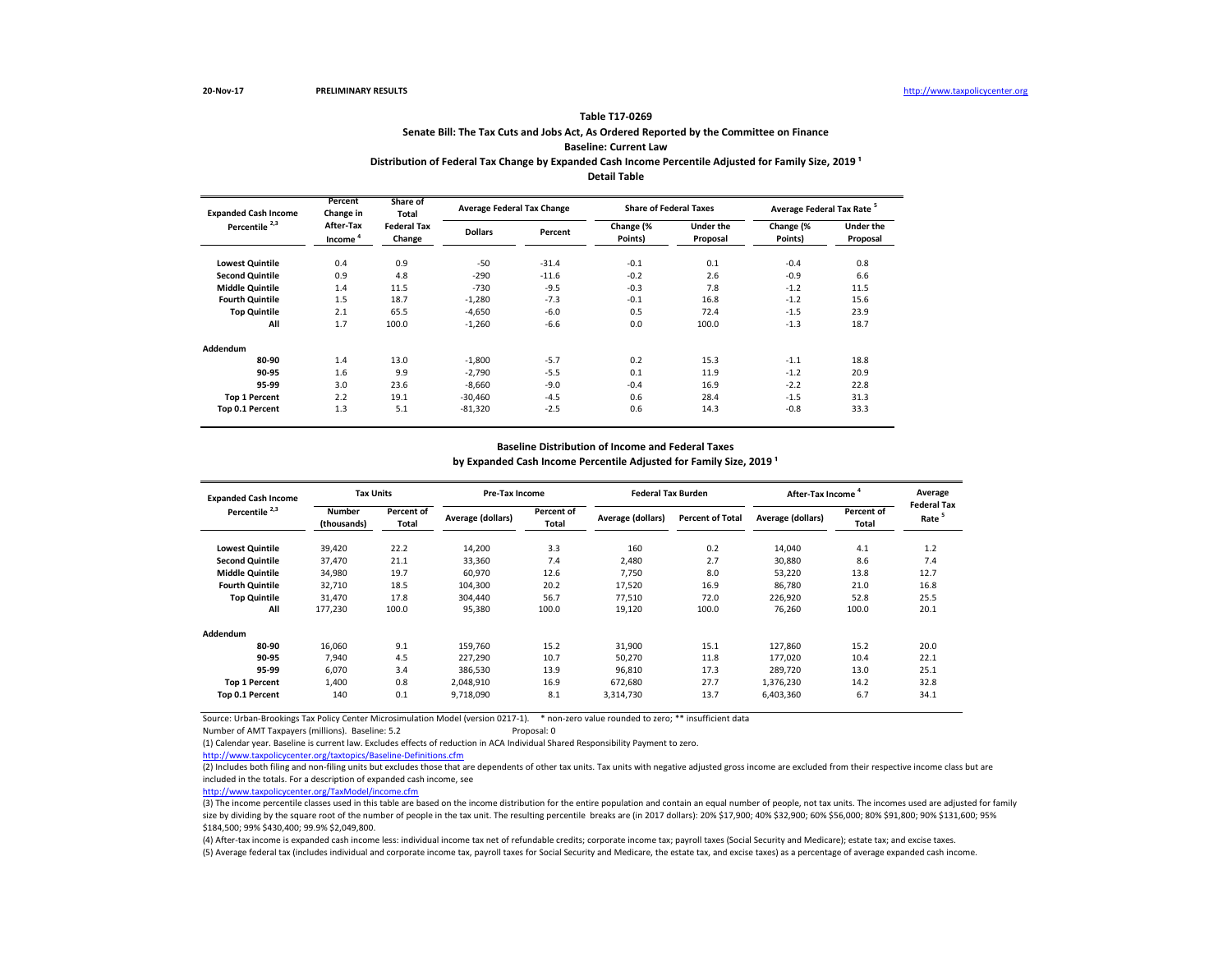20-Nov-17 **PRELIMINARY RESULTS** http://www.taxpolicycenter.org

**Table T17-0269**

**Senate Bill: The Tax Cuts and Jobs Act, As Ordered Reported by the Committee on Finance**

**Baseline: Current Law**

**Distribution of Federal Tax Change by Expanded Cash Income Percentile Adjusted for Family Size, 2019 [1]**

**Detail Table**

| Expanded Cash Income Percentile [2,3] | Percent Change in After-Tax Income [4] | Share of Total Federal Tax Change | Average Federal Tax Change | | Share of Federal Taxes | | Average Federal Tax Rate [5] | |
|---|---|---|---|---|---|---|---|---|
| | | | Dollars | Percent | Change (% Points) | Under the Proposal | Change (% Points) | Under the Proposal |
| Lowest Quintile | 0.4 | 0.9 | -50 | -31.4 | -0.1 | 0.1 | -0.4 | 0.8 |
| Second Quintile | 0.9 | 4.8 | -290 | -11.6 | -0.2 | 2.6 | -0.9 | 6.6 |
| Middle Quintile | 1.4 | 11.5 | -730 | -9.5 | -0.3 | 7.8 | -1.2 | 11.5 |
| Fourth Quintile | 1.5 | 18.7 | -1,280 | -7.3 | -0.1 | 16.8 | -1.2 | 15.6 |
| Top Quintile | 2.1 | 65.5 | -4,650 | -6.0 | 0.5 | 72.4 | -1.5 | 23.9 |
| All | 1.7 | 100.0 | -1,260 | -6.6 | 0.0 | 100.0 | -1.3 | 18.7 |
| **Addendum** | | | | | | | | |
| 80-90 | 1.4 | 13.0 | -1,800 | -5.7 | 0.2 | 15.3 | -1.1 | 18.8 |
| 90-95 | 1.6 | 9.9 | -2,790 | -5.5 | 0.1 | 11.9 | -1.2 | 20.9 |
| 95-99 | 3.0 | 23.6 | -8,660 | -9.0 | -0.4 | 16.9 | -2.2 | 22.8 |
| Top 1 Percent | 2.2 | 19.1 | -30,460 | -4.5 | 0.6 | 28.4 | -1.5 | 31.3 |
| Top 0.1 Percent | 1.3 | 5.1 | -81,320 | -2.5 | 0.6 | 14.3 | -0.8 | 33.3 |

**Baseline Distribution of Income and Federal Taxes**

**by Expanded Cash Income Percentile Adjusted for Family Size, 2019 [1]**

| Expanded Cash Income Percentile [2,3] | Tax Units | | Pre-Tax Income | | Federal Tax Burden | | After-Tax Income [4] | | Average Federal Tax Rate [5] |
|---|---|---|---|---|---|---|---|---|---|
| | Number (thousands) | Percent of Total | Average (dollars) | Percent of Total | Average (dollars) | Percent of Total | Average (dollars) | Percent of Total | |
| Lowest Quintile | 39,420 | 22.2 | 14,200 | 3.3 | 160 | 0.2 | 14,040 | 4.1 | 1.2 |
| Second Quintile | 37,470 | 21.1 | 33,360 | 7.4 | 2,480 | 2.7 | 30,880 | 8.6 | 7.4 |
| Middle Quintile | 34,980 | 19.7 | 60,970 | 12.6 | 7,750 | 8.0 | 53,220 | 13.8 | 12.7 |
| Fourth Quintile | 32,710 | 18.5 | 104,300 | 20.2 | 17,520 | 16.9 | 86,780 | 21.0 | 16.8 |
| Top Quintile | 31,470 | 17.8 | 304,440 | 56.7 | 77,510 | 72.0 | 226,920 | 52.8 | 25.5 |
| All | 177,230 | 100.0 | 95,380 | 100.0 | 19,120 | 100.0 | 76,260 | 100.0 | 20.1 |
| **Addendum** | | | | | | | | | |
| 80-90 | 16,060 | 9.1 | 159,760 | 15.2 | 31,900 | 15.1 | 127,860 | 15.2 | 20.0 |
| 90-95 | 7,940 | 4.5 | 227,290 | 10.7 | 50,270 | 11.8 | 177,020 | 10.4 | 22.1 |
| 95-99 | 6,070 | 3.4 | 386,530 | 13.9 | 96,810 | 17.3 | 289,720 | 13.0 | 25.1 |
| Top 1 Percent | 1,400 | 0.8 | 2,048,910 | 16.9 | 672,680 | 27.7 | 1,376,230 | 14.2 | 32.8 |
| Top 0.1 Percent | 140 | 0.1 | 9,718,090 | 8.1 | 3,314,730 | 13.7 | 6,403,360 | 6.7 | 34.1 |

Source: Urban-Brookings Tax Policy Center Microsimulation Model (version 0217-1). * non-zero value rounded to zero; ** insufficient data

Number of AMT Taxpayers (millions). Baseline: 5.2 Proposal: 0

(1) Calendar year. Baseline is current law. Excludes effects of reduction in ACA Individual Shared Responsibility Payment to zero.

http://www.taxpolicycenter.org/taxtopics/Baseline-Definitions.cfm

(2) Includes both filing and non-filing units but excludes those that are dependents of other tax units. Tax units with negative adjusted gross income are excluded from their respective income class but are included in the totals. For a description of expanded cash income, see

http://www.taxpolicycenter.org/TaxModel/income.cfm

(3) The income percentile classes used in this table are based on the income distribution for the entire population and contain an equal number of people, not tax units. The incomes used are adjusted for family size by dividing by the square root of the number of people in the tax unit. The resulting percentile breaks are (in 2017 dollars): 20% $17,900; 40% $32,900; 60% $56,000; 80% $91,800; 90% $131,600; 95% $184,500; 99% $430,400; 99.9% $2,049,800.

(4) After-tax income is expanded cash income less: individual income tax net of refundable credits; corporate income tax; payroll taxes (Social Security and Medicare); estate tax; and excise taxes.

(5) Average federal tax (includes individual and corporate income tax, payroll taxes for Social Security and Medicare, the estate tax, and excise taxes) as a percentage of average expanded cash income.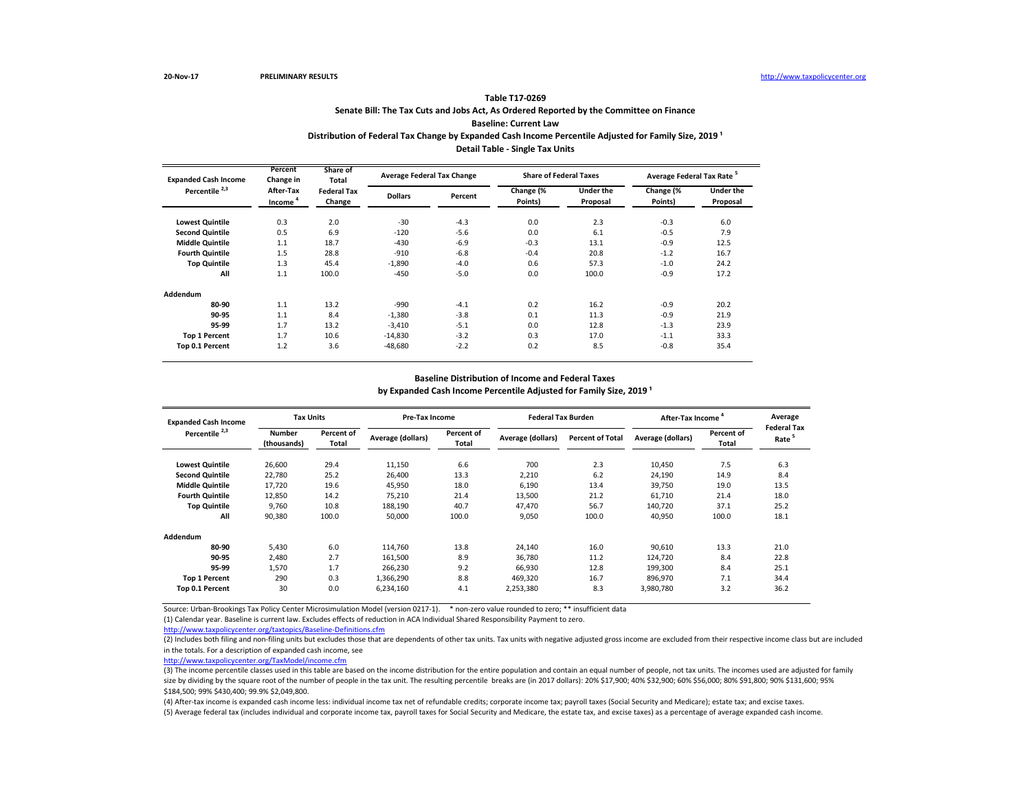20-Nov-17 **PRELIMINARY RESULTS** http://www.taxpolicycenter.org

**Table T17-0269**

**Senate Bill: The Tax Cuts and Jobs Act, As Ordered Reported by the Committee on Finance**

**Baseline: Current Law**

**Distribution of Federal Tax Change by Expanded Cash Income Percentile Adjusted for Family Size, 2019 [1]**

**Detail Table - Single Tax Units**

| Expanded Cash Income Percentile [2,3] | Percent Change in After-Tax Income [4] | Share of Total Federal Tax Change | Average Federal Tax Change | | Share of Federal Taxes | | Average Federal Tax Rate [5] | |
|---|---|---|---|---|---|---|---|---|
| | | | Dollars | Percent | Change (% Points) | Under the Proposal | Change (% Points) | Under the Proposal |
| Lowest Quintile | 0.3 | 2.0 | -30 | -4.3 | 0.0 | 2.3 | -0.3 | 6.0 |
| Second Quintile | 0.5 | 6.9 | -120 | -5.6 | 0.0 | 6.1 | -0.5 | 7.9 |
| Middle Quintile | 1.1 | 18.7 | -430 | -6.9 | -0.3 | 13.1 | -0.9 | 12.5 |
| Fourth Quintile | 1.5 | 28.8 | -910 | -6.8 | -0.4 | 20.8 | -1.2 | 16.7 |
| Top Quintile | 1.3 | 45.4 | -1,890 | -4.0 | 0.6 | 57.3 | -1.0 | 24.2 |
| All | 1.1 | 100.0 | -450 | -5.0 | 0.0 | 100.0 | -0.9 | 17.2 |
| **Addendum** | | | | | | | | |
| 80-90 | 1.1 | 13.2 | -990 | -4.1 | 0.2 | 16.2 | -0.9 | 20.2 |
| 90-95 | 1.1 | 8.4 | -1,380 | -3.8 | 0.1 | 11.3 | -0.9 | 21.9 |
| 95-99 | 1.7 | 13.2 | -3,410 | -5.1 | 0.0 | 12.8 | -1.3 | 23.9 |
| Top 1 Percent | 1.7 | 10.6 | -14,830 | -3.2 | 0.3 | 17.0 | -1.1 | 33.3 |
| Top 0.1 Percent | 1.2 | 3.6 | -48,680 | -2.2 | 0.2 | 8.5 | -0.8 | 35.4 |

**Baseline Distribution of Income and Federal Taxes**

**by Expanded Cash Income Percentile Adjusted for Family Size, 2019 [1]**

| Expanded Cash Income Percentile [2,3] | Tax Units | | Pre-Tax Income | | Federal Tax Burden | | After-Tax Income [4] | | Average Federal Tax Rate [5] |
|---|---|---|---|---|---|---|---|---|---|
| | Number (thousands) | Percent of Total | Average (dollars) | Percent of Total | Average (dollars) | Percent of Total | Average (dollars) | Percent of Total | |
| Lowest Quintile | 26,600 | 29.4 | 11,150 | 6.6 | 700 | 2.3 | 10,450 | 7.5 | 6.3 |
| Second Quintile | 22,780 | 25.2 | 26,400 | 13.3 | 2,210 | 6.2 | 24,190 | 14.9 | 8.4 |
| Middle Quintile | 17,720 | 19.6 | 45,950 | 18.0 | 6,190 | 13.4 | 39,750 | 19.0 | 13.5 |
| Fourth Quintile | 12,850 | 14.2 | 75,210 | 21.4 | 13,500 | 21.2 | 61,710 | 21.4 | 18.0 |
| Top Quintile | 9,760 | 10.8 | 188,190 | 40.7 | 47,470 | 56.7 | 140,720 | 37.1 | 25.2 |
| All | 90,380 | 100.0 | 50,000 | 100.0 | 9,050 | 100.0 | 40,950 | 100.0 | 18.1 |
| **Addendum** | | | | | | | | | |
| 80-90 | 5,430 | 6.0 | 114,760 | 13.8 | 24,140 | 16.0 | 90,610 | 13.3 | 21.0 |
| 90-95 | 2,480 | 2.7 | 161,500 | 8.9 | 36,780 | 11.2 | 124,720 | 8.4 | 22.8 |
| 95-99 | 1,570 | 1.7 | 266,230 | 9.2 | 66,930 | 12.8 | 199,300 | 8.4 | 25.1 |
| Top 1 Percent | 290 | 0.3 | 1,366,290 | 8.8 | 469,320 | 16.7 | 896,970 | 7.1 | 34.4 |
| Top 0.1 Percent | 30 | 0.0 | 6,234,160 | 4.1 | 2,253,380 | 8.3 | 3,980,780 | 3.2 | 36.2 |

Source: Urban-Brookings Tax Policy Center Microsimulation Model (version 0217-1). * non-zero value rounded to zero; ** insufficient data

(1) Calendar year. Baseline is current law. Excludes effects of reduction in ACA Individual Shared Responsibility Payment to zero.

http://www.taxpolicycenter.org/taxtopics/Baseline-Definitions.cfm

(2) Includes both filing and non-filing units but excludes those that are dependents of other tax units. Tax units with negative adjusted gross income are excluded from their respective income class but are included in the totals. For a description of expanded cash income, see

http://www.taxpolicycenter.org/TaxModel/income.cfm

(3) The income percentile classes used in this table are based on the income distribution for the entire population and contain an equal number of people, not tax units. The incomes used are adjusted for family size by dividing by the square root of the number of people in the tax unit. The resulting percentile breaks are (in 2017 dollars): 20% $17,900; 40% $32,900; 60% $56,000; 80% $91,800; 90% $131,600; 95% $184,500; 99% $430,400; 99.9% $2,049,800.

(4) After-tax income is expanded cash income less: individual income tax net of refundable credits; corporate income tax; payroll taxes (Social Security and Medicare); estate tax; and excise taxes.

(5) Average federal tax (includes individual and corporate income tax, payroll taxes for Social Security and Medicare, the estate tax, and excise taxes) as a percentage of average expanded cash income.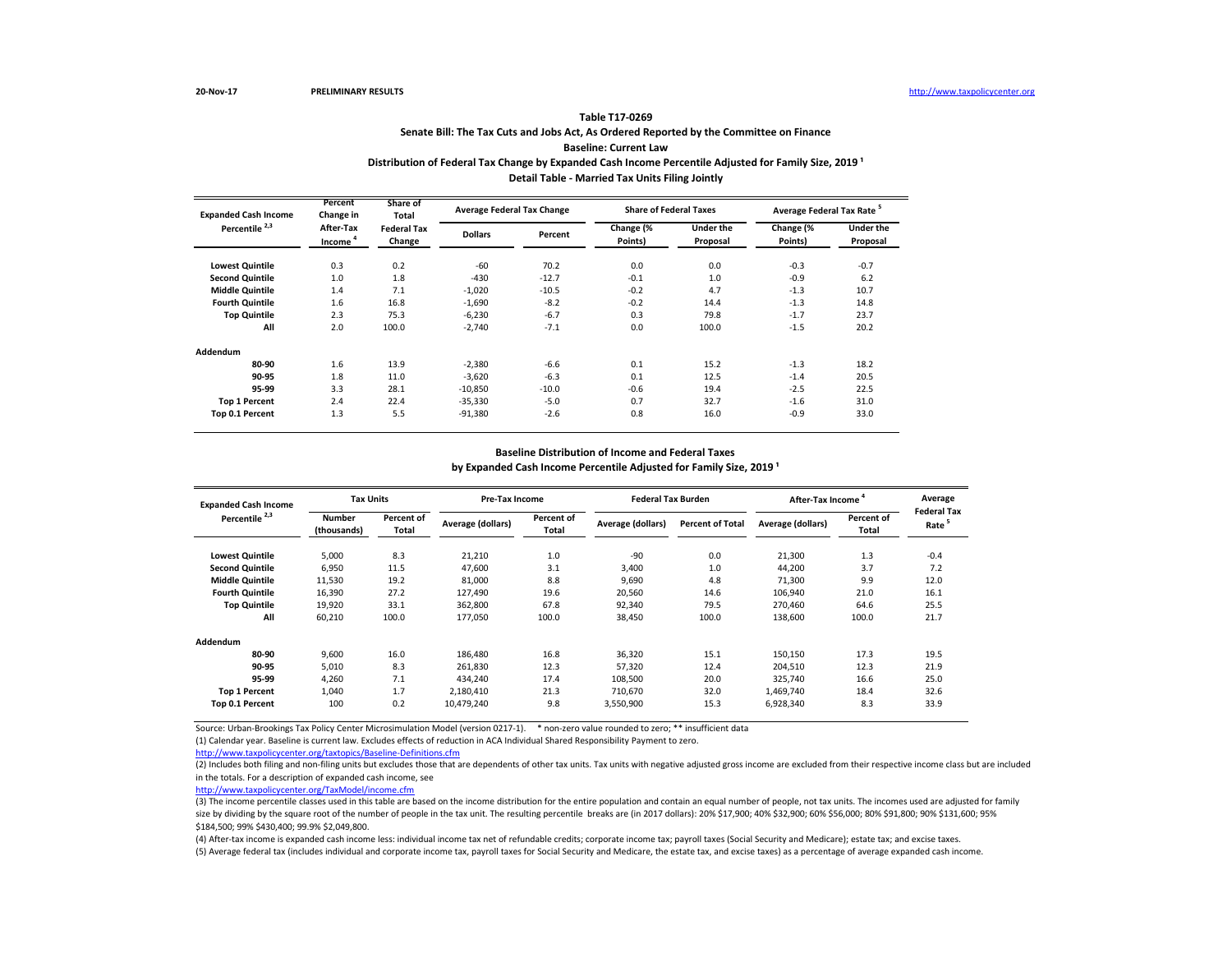20-Nov-17 PRELIMINARY RESULTS http://www.taxpolicycenter.org

### Table T17-0269

### Senate Bill: The Tax Cuts and Jobs Act, As Ordered Reported by the Committee on Finance

### Baseline: Current Law

### Distribution of Federal Tax Change by Expanded Cash Income Percentile Adjusted for Family Size, 2019 [1]

### Detail Table - Married Tax Units Filing Jointly

| Expanded Cash Income Percentile [2,3] | Percent Change in After-Tax Income [4] | Share of Total Federal Tax Change | Average Federal Tax Change | | Share of Federal Taxes | | Average Federal Tax Rate [5] | |
|---|---|---|---|---|---|---|---|---|
| | | | Dollars | Percent | Change (% Points) | Under the Proposal | Change (% Points) | Under the Proposal |
| Lowest Quintile | 0.3 | 0.2 | -60 | 70.2 | 0.0 | 0.0 | -0.3 | -0.7 |
| Second Quintile | 1.0 | 1.8 | -430 | -12.7 | -0.1 | 1.0 | -0.9 | 6.2 |
| Middle Quintile | 1.4 | 7.1 | -1,020 | -10.5 | -0.2 | 4.7 | -1.3 | 10.7 |
| Fourth Quintile | 1.6 | 16.8 | -1,690 | -8.2 | -0.2 | 14.4 | -1.3 | 14.8 |
| Top Quintile | 2.3 | 75.3 | -6,230 | -6.7 | 0.3 | 79.8 | -1.7 | 23.7 |
| All | 2.0 | 100.0 | -2,740 | -7.1 | 0.0 | 100.0 | -1.5 | 20.2 |
| **Addendum** | | | | | | | | |
| 80-90 | 1.6 | 13.9 | -2,380 | -6.6 | 0.1 | 15.2 | -1.3 | 18.2 |
| 90-95 | 1.8 | 11.0 | -3,620 | -6.3 | 0.1 | 12.5 | -1.4 | 20.5 |
| 95-99 | 3.3 | 28.1 | -10,850 | -10.0 | -0.6 | 19.4 | -2.5 | 22.5 |
| Top 1 Percent | 2.4 | 22.4 | -35,330 | -5.0 | 0.7 | 32.7 | -1.6 | 31.0 |
| Top 0.1 Percent | 1.3 | 5.5 | -91,380 | -2.6 | 0.8 | 16.0 | -0.9 | 33.0 |

### Baseline Distribution of Income and Federal Taxes by Expanded Cash Income Percentile Adjusted for Family Size, 2019 [1]

| Expanded Cash Income Percentile [2,3] | Tax Units | | Pre-Tax Income | | Federal Tax Burden | | After-Tax Income [4] | | Average Federal Tax Rate [5] |
|---|---|---|---|---|---|---|---|---|---|
| | Number (thousands) | Percent of Total | Average (dollars) | Percent of Total | Average (dollars) | Percent of Total | Average (dollars) | Percent of Total | |
| Lowest Quintile | 5,000 | 8.3 | 21,210 | 1.0 | -90 | 0.0 | 21,300 | 1.3 | -0.4 |
| Second Quintile | 6,950 | 11.5 | 47,600 | 3.1 | 3,400 | 1.0 | 44,200 | 3.7 | 7.2 |
| Middle Quintile | 11,530 | 19.2 | 81,000 | 8.8 | 9,690 | 4.8 | 71,300 | 9.9 | 12.0 |
| Fourth Quintile | 16,390 | 27.2 | 127,490 | 19.6 | 20,560 | 14.6 | 106,940 | 21.0 | 16.1 |
| Top Quintile | 19,920 | 33.1 | 362,800 | 67.8 | 92,340 | 79.5 | 270,460 | 64.6 | 25.5 |
| All | 60,210 | 100.0 | 177,050 | 100.0 | 38,450 | 100.0 | 138,600 | 100.0 | 21.7 |
| **Addendum** | | | | | | | | | |
| 80-90 | 9,600 | 16.0 | 186,480 | 16.8 | 36,320 | 15.1 | 150,150 | 17.3 | 19.5 |
| 90-95 | 5,010 | 8.3 | 261,830 | 12.3 | 57,320 | 12.4 | 204,510 | 12.3 | 21.9 |
| 95-99 | 4,260 | 7.1 | 434,240 | 17.4 | 108,500 | 20.0 | 325,740 | 16.6 | 25.0 |
| Top 1 Percent | 1,040 | 1.7 | 2,180,410 | 21.3 | 710,670 | 32.0 | 1,469,740 | 18.4 | 32.6 |
| Top 0.1 Percent | 100 | 0.2 | 10,479,240 | 9.8 | 3,550,900 | 15.3 | 6,928,340 | 8.3 | 33.9 |

Source: Urban-Brookings Tax Policy Center Microsimulation Model (version 0217-1). * non-zero value rounded to zero; ** insufficient data

(1) Calendar year. Baseline is current law. Excludes effects of reduction in ACA Individual Shared Responsibility Payment to zero.
http://www.taxpolicycenter.org/taxtopics/Baseline-Definitions.cfm

(2) Includes both filing and non-filing units but excludes those that are dependents of other tax units. Tax units with negative adjusted gross income are excluded from their respective income class but are included in the totals. For a description of expanded cash income, see
http://www.taxpolicycenter.org/TaxModel/income.cfm

(3) The income percentile classes used in this table are based on the income distribution for the entire population and contain an equal number of people, not tax units. The incomes used are adjusted for family size by dividing by the square root of the number of people in the tax unit. The resulting percentile breaks are (in 2017 dollars): 20% $17,900; 40% $32,900; 60% $56,000; 80% $91,800; 90% $131,600; 95% $184,500; 99% $430,400; 99.9% $2,049,800.

(4) After-tax income is expanded cash income less: individual income tax net of refundable credits; corporate income tax; payroll taxes (Social Security and Medicare); estate tax; and excise taxes.

(5) Average federal tax (includes individual and corporate income tax, payroll taxes for Social Security and Medicare, the estate tax, and excise taxes) as a percentage of average expanded cash income.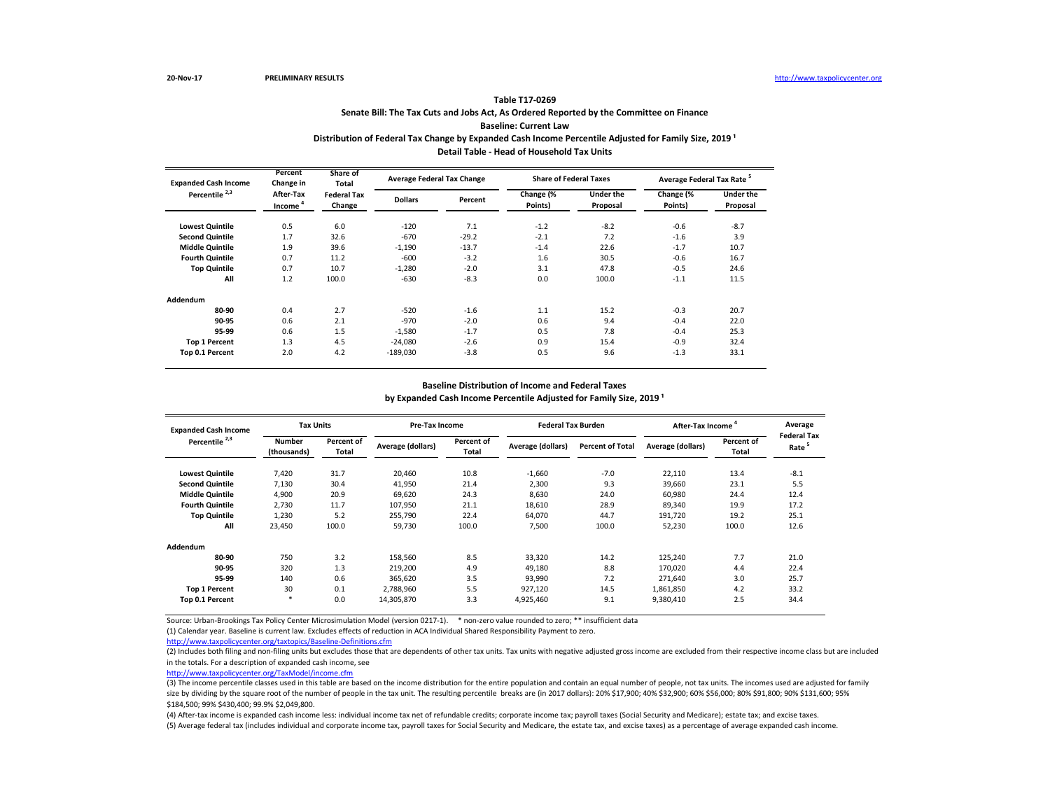20-Nov-17 PRELIMINARY RESULTS http://www.taxpolicycenter.org

**Table T17-0269**

**Senate Bill: The Tax Cuts and Jobs Act, As Ordered Reported by the Committee on Finance**

**Baseline: Current Law**

**Distribution of Federal Tax Change by Expanded Cash Income Percentile Adjusted for Family Size, 2019 [1]**

**Detail Table - Head of Household Tax Units**

| Expanded Cash Income Percentile [2,3] | Percent Change in After-Tax Income [4] | Share of Total Federal Tax Change | Average Federal Tax Change | | Share of Federal Taxes | | Average Federal Tax Rate [5] | |
|---|---|---|---|---|---|---|---|---|
| | | | Dollars | Percent | Change (% Points) | Under the Proposal | Change (% Points) | Under the Proposal |
| Lowest Quintile | 0.5 | 6.0 | -120 | 7.1 | -1.2 | -8.2 | -0.6 | -8.7 |
| Second Quintile | 1.7 | 32.6 | -670 | -29.2 | -2.1 | 7.2 | -1.6 | 3.9 |
| Middle Quintile | 1.9 | 39.6 | -1,190 | -13.7 | -1.4 | 22.6 | -1.7 | 10.7 |
| Fourth Quintile | 0.7 | 11.2 | -600 | -3.2 | 1.6 | 30.5 | -0.6 | 16.7 |
| Top Quintile | 0.7 | 10.7 | -1,280 | -2.0 | 3.1 | 47.8 | -0.5 | 24.6 |
| All | 1.2 | 100.0 | -630 | -8.3 | 0.0 | 100.0 | -1.1 | 11.5 |
| **Addendum** | | | | | | | | |
| 80-90 | 0.4 | 2.7 | -520 | -1.6 | 1.1 | 15.2 | -0.3 | 20.7 |
| 90-95 | 0.6 | 2.1 | -970 | -2.0 | 0.6 | 9.4 | -0.4 | 22.0 |
| 95-99 | 0.6 | 1.5 | -1,580 | -1.7 | 0.5 | 7.8 | -0.4 | 25.3 |
| Top 1 Percent | 1.3 | 4.5 | -24,080 | -2.6 | 0.9 | 15.4 | -0.9 | 32.4 |
| Top 0.1 Percent | 2.0 | 4.2 | -189,030 | -3.8 | 0.5 | 9.6 | -1.3 | 33.1 |

**Baseline Distribution of Income and Federal Taxes**

**by Expanded Cash Income Percentile Adjusted for Family Size, 2019 [1]**

| Expanded Cash Income Percentile [2,3] | Tax Units | | Pre-Tax Income | | Federal Tax Burden | | After-Tax Income [4] | | Average Federal Tax Rate [5] |
|---|---|---|---|---|---|---|---|---|---|
| | Number (thousands) | Percent of Total | Average (dollars) | Percent of Total | Average (dollars) | Percent of Total | Average (dollars) | Percent of Total | |
| Lowest Quintile | 7,420 | 31.7 | 20,460 | 10.8 | -1,660 | -7.0 | 22,110 | 13.4 | -8.1 |
| Second Quintile | 7,130 | 30.4 | 41,950 | 21.4 | 2,300 | 9.3 | 39,660 | 23.1 | 5.5 |
| Middle Quintile | 4,900 | 20.9 | 69,620 | 24.3 | 8,630 | 24.0 | 60,980 | 24.4 | 12.4 |
| Fourth Quintile | 2,730 | 11.7 | 107,950 | 21.1 | 18,610 | 28.9 | 89,340 | 19.9 | 17.2 |
| Top Quintile | 1,230 | 5.2 | 255,790 | 22.4 | 64,070 | 44.7 | 191,720 | 19.2 | 25.1 |
| All | 23,450 | 100.0 | 59,730 | 100.0 | 7,500 | 100.0 | 52,230 | 100.0 | 12.6 |
| **Addendum** | | | | | | | | | |
| 80-90 | 750 | 3.2 | 158,560 | 8.5 | 33,320 | 14.2 | 125,240 | 7.7 | 21.0 |
| 90-95 | 320 | 1.3 | 219,200 | 4.9 | 49,180 | 8.8 | 170,020 | 4.4 | 22.4 |
| 95-99 | 140 | 0.6 | 365,620 | 3.5 | 93,990 | 7.2 | 271,640 | 3.0 | 25.7 |
| Top 1 Percent | 30 | 0.1 | 2,788,960 | 5.5 | 927,120 | 14.5 | 1,861,850 | 4.2 | 33.2 |
| Top 0.1 Percent | * | 0.0 | 14,305,870 | 3.3 | 4,925,460 | 9.1 | 9,380,410 | 2.5 | 34.4 |

Source: Urban-Brookings Tax Policy Center Microsimulation Model (version 0217-1). * non-zero value rounded to zero; ** insufficient data

(1) Calendar year. Baseline is current law. Excludes effects of reduction in ACA Individual Shared Responsibility Payment to zero.
http://www.taxpolicycenter.org/taxtopics/Baseline-Definitions.cfm

(2) Includes both filing and non-filing units but excludes those that are dependents of other tax units. Tax units with negative adjusted gross income are excluded from their respective income class but are included in the totals. For a description of expanded cash income, see
http://www.taxpolicycenter.org/TaxModel/income.cfm

(3) The income percentile classes used in this table are based on the income distribution for the entire population and contain an equal number of people, not tax units. The incomes used are adjusted for family size by dividing by the square root of the number of people in the tax unit. The resulting percentile breaks are (in 2017 dollars): 20% $17,900; 40% $32,900; 60% $56,000; 80% $91,800; 90% $131,600; 95% $184,500; 99% $430,400; 99.9% $2,049,800.

(4) After-tax income is expanded cash income less: individual income tax net of refundable credits; corporate income tax; payroll taxes (Social Security and Medicare); estate tax; and excise taxes.

(5) Average federal tax (includes individual and corporate income tax, payroll taxes for Social Security and Medicare, the estate tax, and excise taxes) as a percentage of average expanded cash income.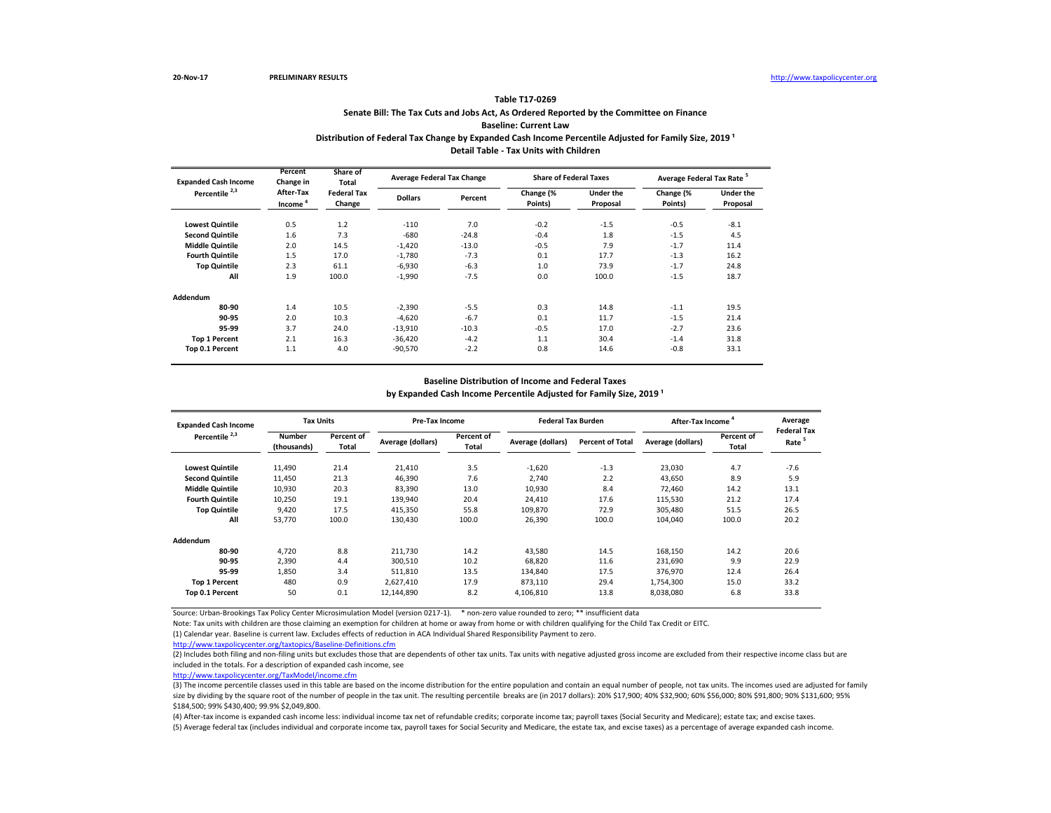20-Nov-17 PRELIMINARY RESULTS http://www.taxpolicycenter.org

### Table T17-0269

### Senate Bill: The Tax Cuts and Jobs Act, As Ordered Reported by the Committee on Finance

### Baseline: Current Law

### Distribution of Federal Tax Change by Expanded Cash Income Percentile Adjusted for Family Size, 2019 [1]

### Detail Table - Tax Units with Children

| Expanded Cash Income Percentile [2,3] | Percent Change in After-Tax Income [4] | Share of Total Federal Tax Change | Average Federal Tax Change | | Share of Federal Taxes | | Average Federal Tax Rate [5] | |
|---|---|---|---|---|---|---|---|---|
| | | | Dollars | Percent | Change (% Points) | Under the Proposal | Change (% Points) | Under the Proposal |
| Lowest Quintile | 0.5 | 1.2 | -110 | 7.0 | -0.2 | -1.5 | -0.5 | -8.1 |
| Second Quintile | 1.6 | 7.3 | -680 | -24.8 | -0.4 | 1.8 | -1.5 | 4.5 |
| Middle Quintile | 2.0 | 14.5 | -1,420 | -13.0 | -0.5 | 7.9 | -1.7 | 11.4 |
| Fourth Quintile | 1.5 | 17.0 | -1,780 | -7.3 | 0.1 | 17.7 | -1.3 | 16.2 |
| Top Quintile | 2.3 | 61.1 | -6,930 | -6.3 | 1.0 | 73.9 | -1.7 | 24.8 |
| All | 1.9 | 100.0 | -1,990 | -7.5 | 0.0 | 100.0 | -1.5 | 18.7 |
| **Addendum** | | | | | | | | |
| 80-90 | 1.4 | 10.5 | -2,390 | -5.5 | 0.3 | 14.8 | -1.1 | 19.5 |
| 90-95 | 2.0 | 10.3 | -4,620 | -6.7 | 0.1 | 11.7 | -1.5 | 21.4 |
| 95-99 | 3.7 | 24.0 | -13,910 | -10.3 | -0.5 | 17.0 | -2.7 | 23.6 |
| Top 1 Percent | 2.1 | 16.3 | -36,420 | -4.2 | 1.1 | 30.4 | -1.4 | 31.8 |
| Top 0.1 Percent | 1.1 | 4.0 | -90,570 | -2.2 | 0.8 | 14.6 | -0.8 | 33.1 |

### Baseline Distribution of Income and Federal Taxes

### by Expanded Cash Income Percentile Adjusted for Family Size, 2019 [1]

| Expanded Cash Income Percentile [2,3] | Tax Units | | Pre-Tax Income | | Federal Tax Burden | | After-Tax Income [4] | | Average Federal Tax Rate [5] |
|---|---|---|---|---|---|---|---|---|---|
| | Number (thousands) | Percent of Total | Average (dollars) | Percent of Total | Average (dollars) | Percent of Total | Average (dollars) | Percent of Total | |
| Lowest Quintile | 11,490 | 21.4 | 21,410 | 3.5 | -1,620 | -1.3 | 23,030 | 4.7 | -7.6 |
| Second Quintile | 11,450 | 21.3 | 46,390 | 7.6 | 2,740 | 2.2 | 43,650 | 8.9 | 5.9 |
| Middle Quintile | 10,930 | 20.3 | 83,390 | 13.0 | 10,930 | 8.4 | 72,460 | 14.2 | 13.1 |
| Fourth Quintile | 10,250 | 19.1 | 139,940 | 20.4 | 24,410 | 17.6 | 115,530 | 21.2 | 17.4 |
| Top Quintile | 9,420 | 17.5 | 415,350 | 55.8 | 109,870 | 72.9 | 305,480 | 51.5 | 26.5 |
| All | 53,770 | 100.0 | 130,430 | 100.0 | 26,390 | 100.0 | 104,040 | 100.0 | 20.2 |
| **Addendum** | | | | | | | | | |
| 80-90 | 4,720 | 8.8 | 211,730 | 14.2 | 43,580 | 14.5 | 168,150 | 14.2 | 20.6 |
| 90-95 | 2,390 | 4.4 | 300,510 | 10.2 | 68,820 | 11.6 | 231,690 | 9.9 | 22.9 |
| 95-99 | 1,850 | 3.4 | 511,810 | 13.5 | 134,840 | 17.5 | 376,970 | 12.4 | 26.4 |
| Top 1 Percent | 480 | 0.9 | 2,627,410 | 17.9 | 873,110 | 29.4 | 1,754,300 | 15.0 | 33.2 |
| Top 0.1 Percent | 50 | 0.1 | 12,144,890 | 8.2 | 4,106,810 | 13.8 | 8,038,080 | 6.8 | 33.8 |

Source: Urban-Brookings Tax Policy Center Microsimulation Model (version 0217-1). * non-zero value rounded to zero; ** insufficient data

Note: Tax units with children are those claiming an exemption for children at home or away from home or with children qualifying for the Child Tax Credit or EITC.

(1) Calendar year. Baseline is current law. Excludes effects of reduction in ACA Individual Shared Responsibility Payment to zero.

http://www.taxpolicycenter.org/taxtopics/Baseline-Definitions.cfm

(2) Includes both filing and non-filing units but excludes those that are dependents of other tax units. Tax units with negative adjusted gross income are excluded from their respective income class but are included in the totals. For a description of expanded cash income, see

http://www.taxpolicycenter.org/TaxModel/income.cfm

(3) The income percentile classes used in this table are based on the income distribution for the entire population and contain an equal number of people, not tax units. The incomes used are adjusted for family size by dividing by the square root of the number of people in the tax unit. The resulting percentile breaks are (in 2017 dollars): 20% $17,900; 40% $32,900; 60% $56,000; 80% $91,800; 90% $131,600; 95% $184,500; 99% $430,400; 99.9% $2,049,800.

(4) After-tax income is expanded cash income less: individual income tax net of refundable credits; corporate income tax; payroll taxes (Social Security and Medicare); estate tax; and excise taxes.

(5) Average federal tax (includes individual and corporate income tax, payroll taxes for Social Security and Medicare, the estate tax, and excise taxes) as a percentage of average expanded cash income.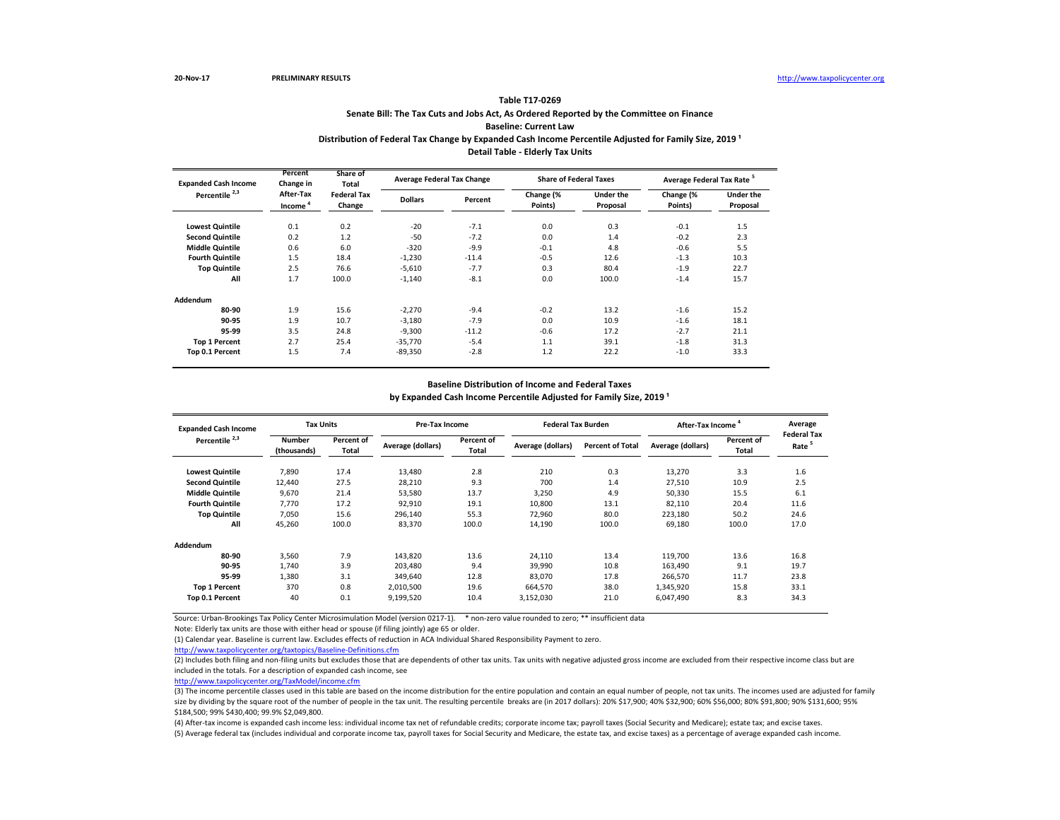20-Nov-17 PRELIMINARY RESULTS http://www.taxpolicycenter.org

### Table T17-0269
### Senate Bill: The Tax Cuts and Jobs Act, As Ordered Reported by the Committee on Finance
### Baseline: Current Law
### Distribution of Federal Tax Change by Expanded Cash Income Percentile Adjusted for Family Size, 2019 [1]
### Detail Table - Elderly Tax Units

| Expanded Cash Income Percentile [2,3] | Percent Change in After-Tax Income [4] | Share of Total Federal Tax Change | Average Federal Tax Change | | Share of Federal Taxes | | Average Federal Tax Rate [5] | |
|---|---|---|---|---|---|---|---|---|
| | | | Dollars | Percent | Change (% Points) | Under the Proposal | Change (% Points) | Under the Proposal |
| Lowest Quintile | 0.1 | 0.2 | -20 | -7.1 | 0.0 | 0.3 | -0.1 | 1.5 |
| Second Quintile | 0.2 | 1.2 | -50 | -7.2 | 0.0 | 1.4 | -0.2 | 2.3 |
| Middle Quintile | 0.6 | 6.0 | -320 | -9.9 | -0.1 | 4.8 | -0.6 | 5.5 |
| Fourth Quintile | 1.5 | 18.4 | -1,230 | -11.4 | -0.5 | 12.6 | -1.3 | 10.3 |
| Top Quintile | 2.5 | 76.6 | -5,610 | -7.7 | 0.3 | 80.4 | -1.9 | 22.7 |
| All | 1.7 | 100.0 | -1,140 | -8.1 | 0.0 | 100.0 | -1.4 | 15.7 |
| Addendum | | | | | | | | |
| 80-90 | 1.9 | 15.6 | -2,270 | -9.4 | -0.2 | 13.2 | -1.6 | 15.2 |
| 90-95 | 1.9 | 10.7 | -3,180 | -7.9 | 0.0 | 10.9 | -1.6 | 18.1 |
| 95-99 | 3.5 | 24.8 | -9,300 | -11.2 | -0.6 | 17.2 | -2.7 | 21.1 |
| Top 1 Percent | 2.7 | 25.4 | -35,770 | -5.4 | 1.1 | 39.1 | -1.8 | 31.3 |
| Top 0.1 Percent | 1.5 | 7.4 | -89,350 | -2.8 | 1.2 | 22.2 | -1.0 | 33.3 |

### Baseline Distribution of Income and Federal Taxes
### by Expanded Cash Income Percentile Adjusted for Family Size, 2019 [1]

| Expanded Cash Income Percentile [2,3] | Tax Units | | Pre-Tax Income | | Federal Tax Burden | | After-Tax Income [4] | | Average Federal Tax Rate [5] |
|---|---|---|---|---|---|---|---|---|---|
| | Number (thousands) | Percent of Total | Average (dollars) | Percent of Total | Average (dollars) | Percent of Total | Average (dollars) | Percent of Total | |
| Lowest Quintile | 7,890 | 17.4 | 13,480 | 2.8 | 210 | 0.3 | 13,270 | 3.3 | 1.6 |
| Second Quintile | 12,440 | 27.5 | 28,210 | 9.3 | 700 | 1.4 | 27,510 | 10.9 | 2.5 |
| Middle Quintile | 9,670 | 21.4 | 53,580 | 13.7 | 3,250 | 4.9 | 50,330 | 15.5 | 6.1 |
| Fourth Quintile | 7,770 | 17.2 | 92,910 | 19.1 | 10,800 | 13.1 | 82,110 | 20.4 | 11.6 |
| Top Quintile | 7,050 | 15.6 | 296,140 | 55.3 | 72,960 | 80.0 | 223,180 | 50.2 | 24.6 |
| All | 45,260 | 100.0 | 83,370 | 100.0 | 14,190 | 100.0 | 69,180 | 100.0 | 17.0 |
| Addendum | | | | | | | | | |
| 80-90 | 3,560 | 7.9 | 143,820 | 13.6 | 24,110 | 13.4 | 119,700 | 13.6 | 16.8 |
| 90-95 | 1,740 | 3.9 | 203,480 | 9.4 | 39,990 | 10.8 | 163,490 | 9.1 | 19.7 |
| 95-99 | 1,380 | 3.1 | 349,640 | 12.8 | 83,070 | 17.8 | 266,570 | 11.7 | 23.8 |
| Top 1 Percent | 370 | 0.8 | 2,010,500 | 19.6 | 664,570 | 38.0 | 1,345,920 | 15.8 | 33.1 |
| Top 0.1 Percent | 40 | 0.1 | 9,199,520 | 10.4 | 3,152,030 | 21.0 | 6,047,490 | 8.3 | 34.3 |

Source: Urban-Brookings Tax Policy Center Microsimulation Model (version 0217-1). * non-zero value rounded to zero; ** insufficient data

Note: Elderly tax units are those with either head or spouse (if filing jointly) aged 65 or older.

(1) Calendar year. Baseline is current law. Excludes effects of reduction in ACA Individual Shared Responsibility Payment to zero.
http://www.taxpolicycenter.org/taxtopics/Baseline-Definitions.cfm

(2) Includes both filing and non-filing units but excludes those that are dependents of other tax units. Tax units with negative adjusted gross income are excluded from their respective income class but are included in the totals. For a description of expanded cash income, see
http://www.taxpolicycenter.org/TaxModel/income.cfm

(3) The income percentile classes used in this table are based on the income distribution for the entire population and contain an equal number of people, not tax units. The incomes used are adjusted for family size by dividing by the square root of the number of people in the tax unit. The resulting percentile breaks are (in 2017 dollars): 20% $17,900; 40% $32,900; 60% $56,000; 80% $91,800; 90% $131,600; 95% $184,500; 99% $430,400; 99.9% $2,049,800.

(4) After-tax income is expanded cash income less: individual income tax net of refundable credits; corporate income tax; payroll taxes (Social Security and Medicare); estate tax; and excise taxes.

(5) Average federal tax (includes individual and corporate income tax, payroll taxes for Social Security and Medicare, the estate tax, and excise taxes) as a percentage of average expanded cash income.